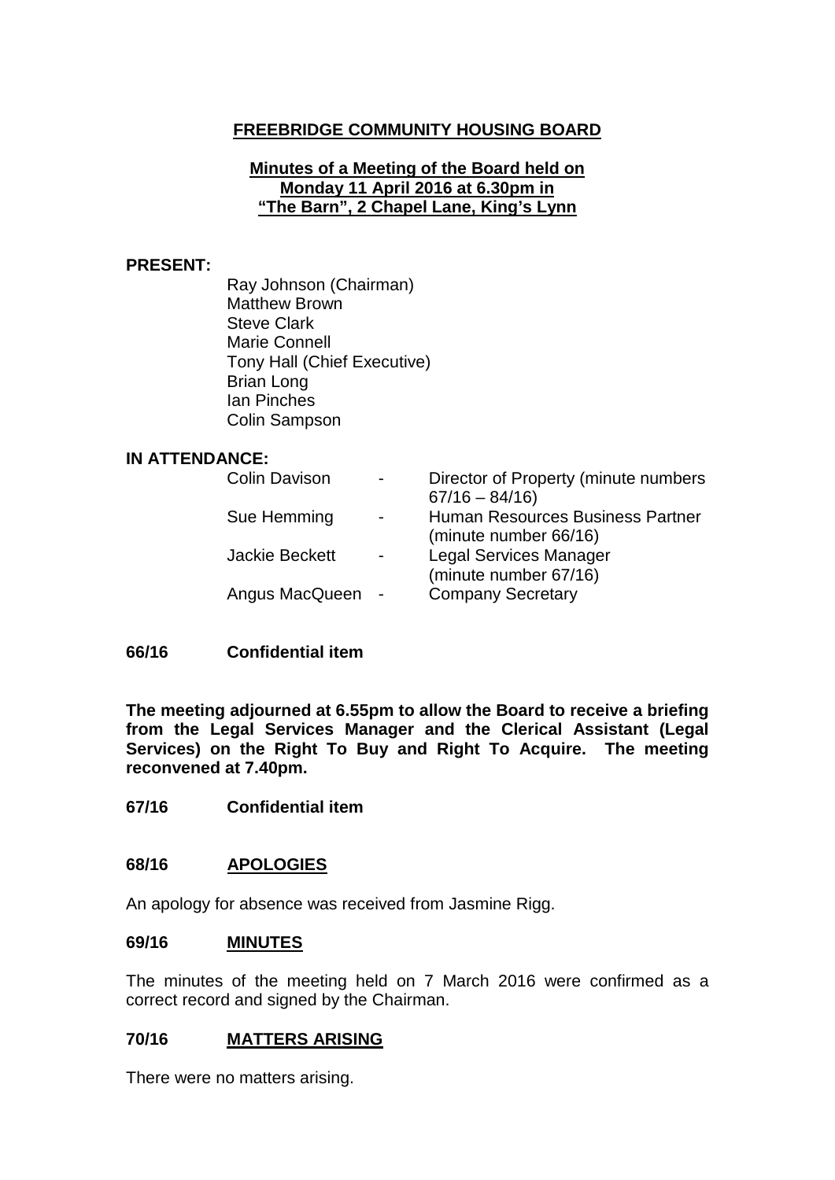# FREEBRIDGE COMMUNITY HOUSING BOARD

## Minutes of a Meeting of the Board held on Monday 11 April 2016 at 6.30pm in "The Barn", 2 Chapel Lane, King's Lynn

**PRESENT:**

Ray Johnson (Chairman)
Matthew Brown
Steve Clark
Marie Connell
Tony Hall (Chief Executive)
Brian Long
Ian Pinches
Colin Sampson

**IN ATTENDANCE:**

| | | |
|---|---|---|
| Colin Davison | - | Director of Property (minute numbers 67/16 – 84/16) |
| Sue Hemming | - | Human Resources Business Partner (minute number 66/16) |
| Jackie Beckett | - | Legal Services Manager (minute number 67/16) |
| Angus MacQueen | - | Company Secretary |

**66/16 Confidential item**

**The meeting adjourned at 6.55pm to allow the Board to receive a briefing from the Legal Services Manager and the Clerical Assistant (Legal Services) on the Right To Buy and Right To Acquire. The meeting reconvened at 7.40pm.**

**67/16 Confidential item**

**68/16 APOLOGIES**

An apology for absence was received from Jasmine Rigg.

**69/16 MINUTES**

The minutes of the meeting held on 7 March 2016 were confirmed as a correct record and signed by the Chairman.

**70/16 MATTERS ARISING**

There were no matters arising.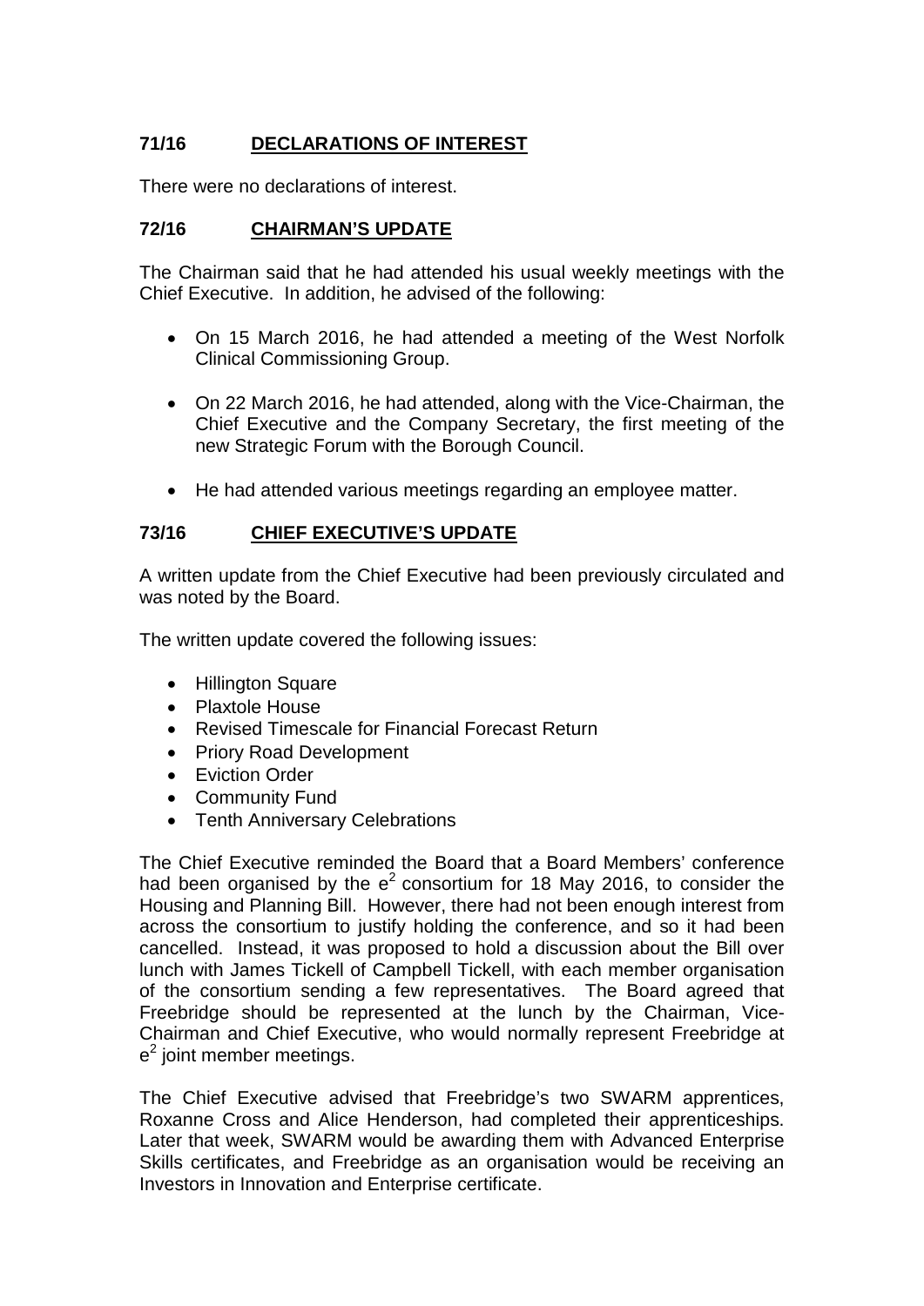**71/16 DECLARATIONS OF INTEREST**

There were no declarations of interest.

**72/16 CHAIRMAN'S UPDATE**

The Chairman said that he had attended his usual weekly meetings with the Chief Executive. In addition, he advised of the following:

- On 15 March 2016, he had attended a meeting of the West Norfolk Clinical Commissioning Group.
- On 22 March 2016, he had attended, along with the Vice-Chairman, the Chief Executive and the Company Secretary, the first meeting of the new Strategic Forum with the Borough Council.
- He had attended various meetings regarding an employee matter.

**73/16 CHIEF EXECUTIVE'S UPDATE**

A written update from the Chief Executive had been previously circulated and was noted by the Board.

The written update covered the following issues:

- Hillington Square
- Plaxtole House
- Revised Timescale for Financial Forecast Return
- Priory Road Development
- Eviction Order
- Community Fund
- Tenth Anniversary Celebrations

The Chief Executive reminded the Board that a Board Members' conference had been organised by the $e^2$ consortium for 18 May 2016, to consider the Housing and Planning Bill. However, there had not been enough interest from across the consortium to justify holding the conference, and so it had been cancelled. Instead, it was proposed to hold a discussion about the Bill over lunch with James Tickell of Campbell Tickell, with each member organisation of the consortium sending a few representatives. The Board agreed that Freebridge should be represented at the lunch by the Chairman, Vice-Chairman and Chief Executive, who would normally represent Freebridge at $e^2$ joint member meetings.

The Chief Executive advised that Freebridge's two SWARM apprentices, Roxanne Cross and Alice Henderson, had completed their apprenticeships. Later that week, SWARM would be awarding them with Advanced Enterprise Skills certificates, and Freebridge as an organisation would be receiving an Investors in Innovation and Enterprise certificate.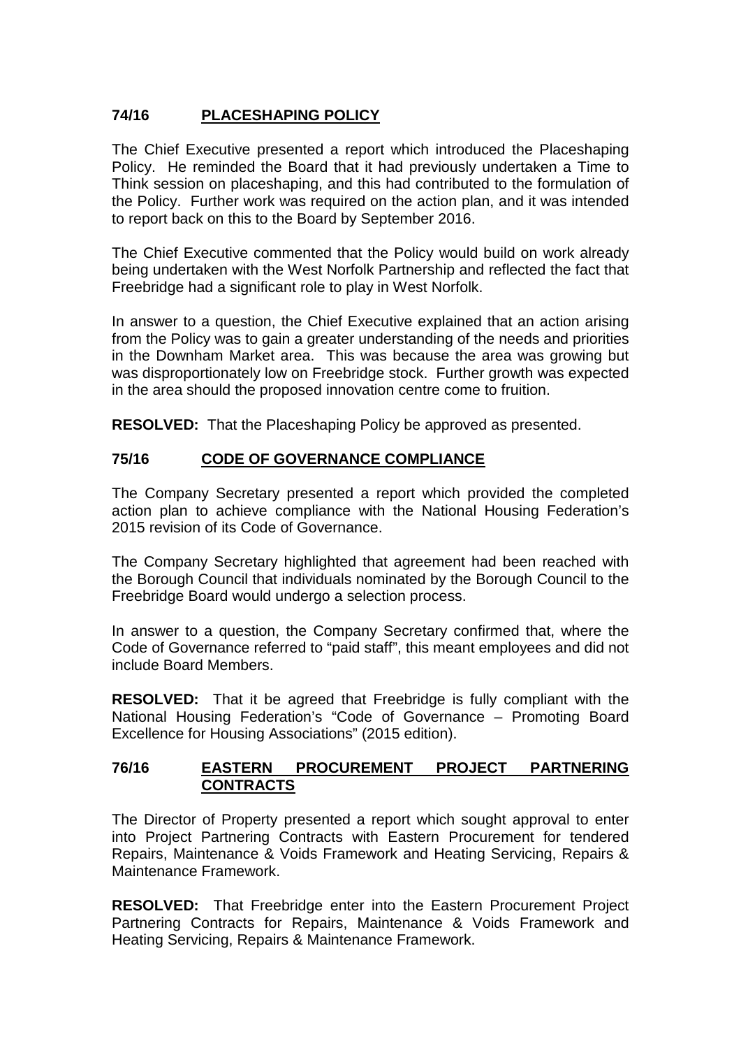## 74/16 PLACESHAPING POLICY

The Chief Executive presented a report which introduced the Placeshaping Policy. He reminded the Board that it had previously undertaken a Time to Think session on placeshaping, and this had contributed to the formulation of the Policy. Further work was required on the action plan, and it was intended to report back on this to the Board by September 2016.

The Chief Executive commented that the Policy would build on work already being undertaken with the West Norfolk Partnership and reflected the fact that Freebridge had a significant role to play in West Norfolk.

In answer to a question, the Chief Executive explained that an action arising from the Policy was to gain a greater understanding of the needs and priorities in the Downham Market area. This was because the area was growing but was disproportionately low on Freebridge stock. Further growth was expected in the area should the proposed innovation centre come to fruition.

**RESOLVED:** That the Placeshaping Policy be approved as presented.

## 75/16 CODE OF GOVERNANCE COMPLIANCE

The Company Secretary presented a report which provided the completed action plan to achieve compliance with the National Housing Federation's 2015 revision of its Code of Governance.

The Company Secretary highlighted that agreement had been reached with the Borough Council that individuals nominated by the Borough Council to the Freebridge Board would undergo a selection process.

In answer to a question, the Company Secretary confirmed that, where the Code of Governance referred to "paid staff", this meant employees and did not include Board Members.

**RESOLVED:** That it be agreed that Freebridge is fully compliant with the National Housing Federation's "Code of Governance – Promoting Board Excellence for Housing Associations" (2015 edition).

## 76/16 EASTERN PROCUREMENT PROJECT PARTNERING CONTRACTS

The Director of Property presented a report which sought approval to enter into Project Partnering Contracts with Eastern Procurement for tendered Repairs, Maintenance & Voids Framework and Heating Servicing, Repairs & Maintenance Framework.

**RESOLVED:** That Freebridge enter into the Eastern Procurement Project Partnering Contracts for Repairs, Maintenance & Voids Framework and Heating Servicing, Repairs & Maintenance Framework.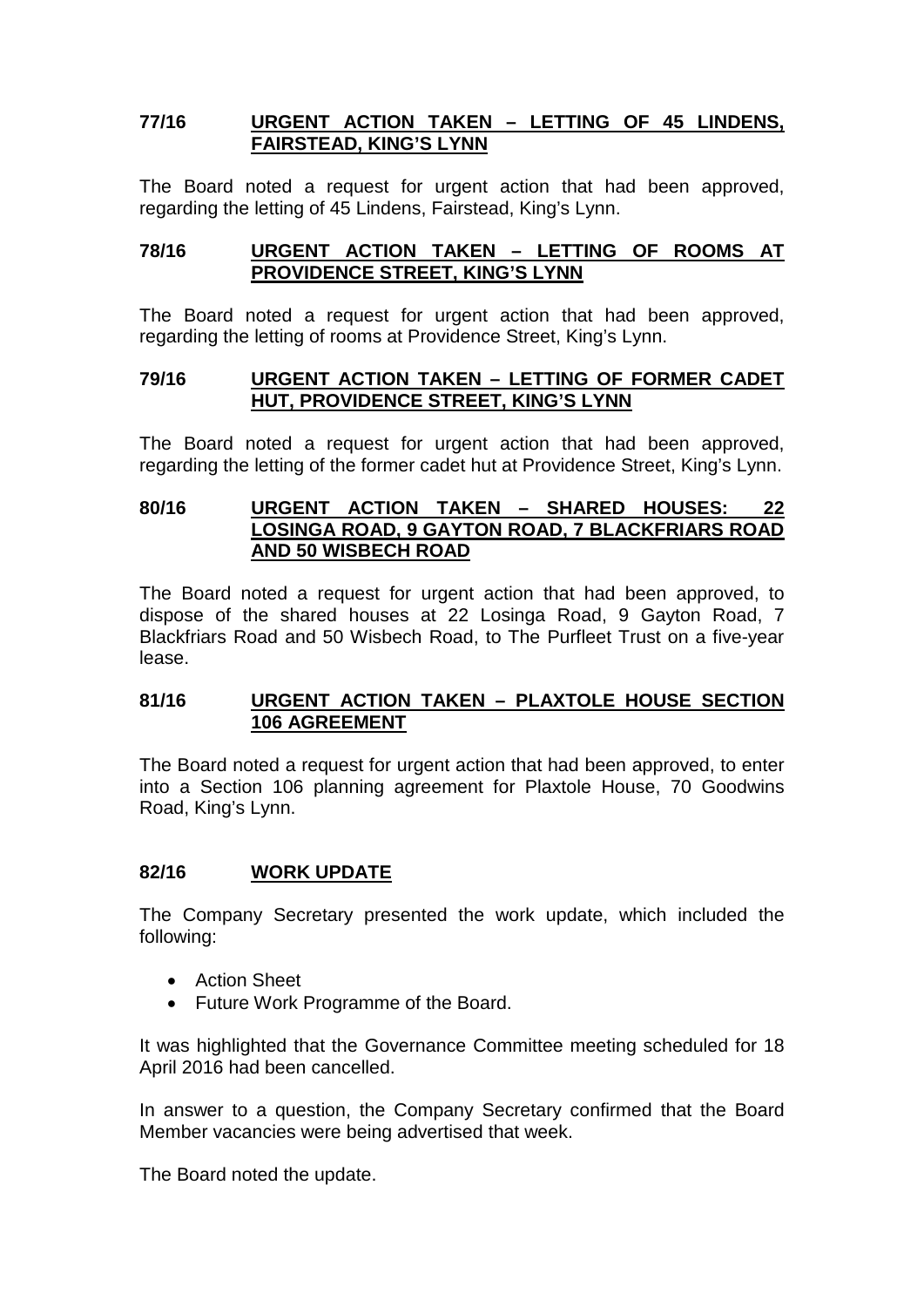## 77/16 URGENT ACTION TAKEN – LETTING OF 45 LINDENS, FAIRSTEAD, KING'S LYNN

The Board noted a request for urgent action that had been approved, regarding the letting of 45 Lindens, Fairstead, King's Lynn.

## 78/16 URGENT ACTION TAKEN – LETTING OF ROOMS AT PROVIDENCE STREET, KING'S LYNN

The Board noted a request for urgent action that had been approved, regarding the letting of rooms at Providence Street, King's Lynn.

## 79/16 URGENT ACTION TAKEN – LETTING OF FORMER CADET HUT, PROVIDENCE STREET, KING'S LYNN

The Board noted a request for urgent action that had been approved, regarding the letting of the former cadet hut at Providence Street, King's Lynn.

## 80/16 URGENT ACTION TAKEN – SHARED HOUSES: 22 LOSINGA ROAD, 9 GAYTON ROAD, 7 BLACKFRIARS ROAD AND 50 WISBECH ROAD

The Board noted a request for urgent action that had been approved, to dispose of the shared houses at 22 Losinga Road, 9 Gayton Road, 7 Blackfriars Road and 50 Wisbech Road, to The Purfleet Trust on a five-year lease.

## 81/16 URGENT ACTION TAKEN – PLAXTOLE HOUSE SECTION 106 AGREEMENT

The Board noted a request for urgent action that had been approved, to enter into a Section 106 planning agreement for Plaxtole House, 70 Goodwins Road, King's Lynn.

## 82/16 WORK UPDATE

The Company Secretary presented the work update, which included the following:

- Action Sheet
- Future Work Programme of the Board.

It was highlighted that the Governance Committee meeting scheduled for 18 April 2016 had been cancelled.

In answer to a question, the Company Secretary confirmed that the Board Member vacancies were being advertised that week.

The Board noted the update.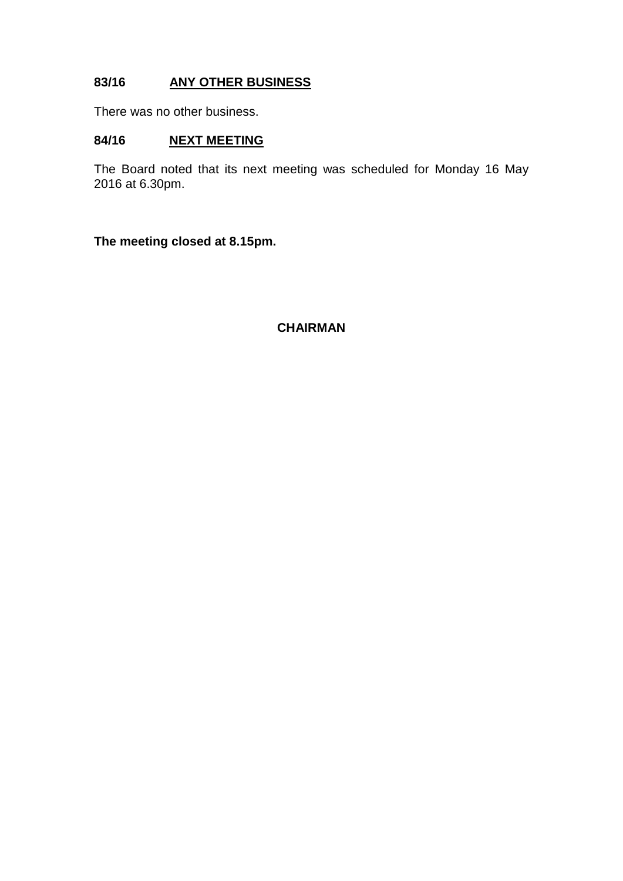**83/16 ANY OTHER BUSINESS**

There was no other business.

**84/16 NEXT MEETING**

The Board noted that its next meeting was scheduled for Monday 16 May 2016 at 6.30pm.

**The meeting closed at 8.15pm.**

**CHAIRMAN**